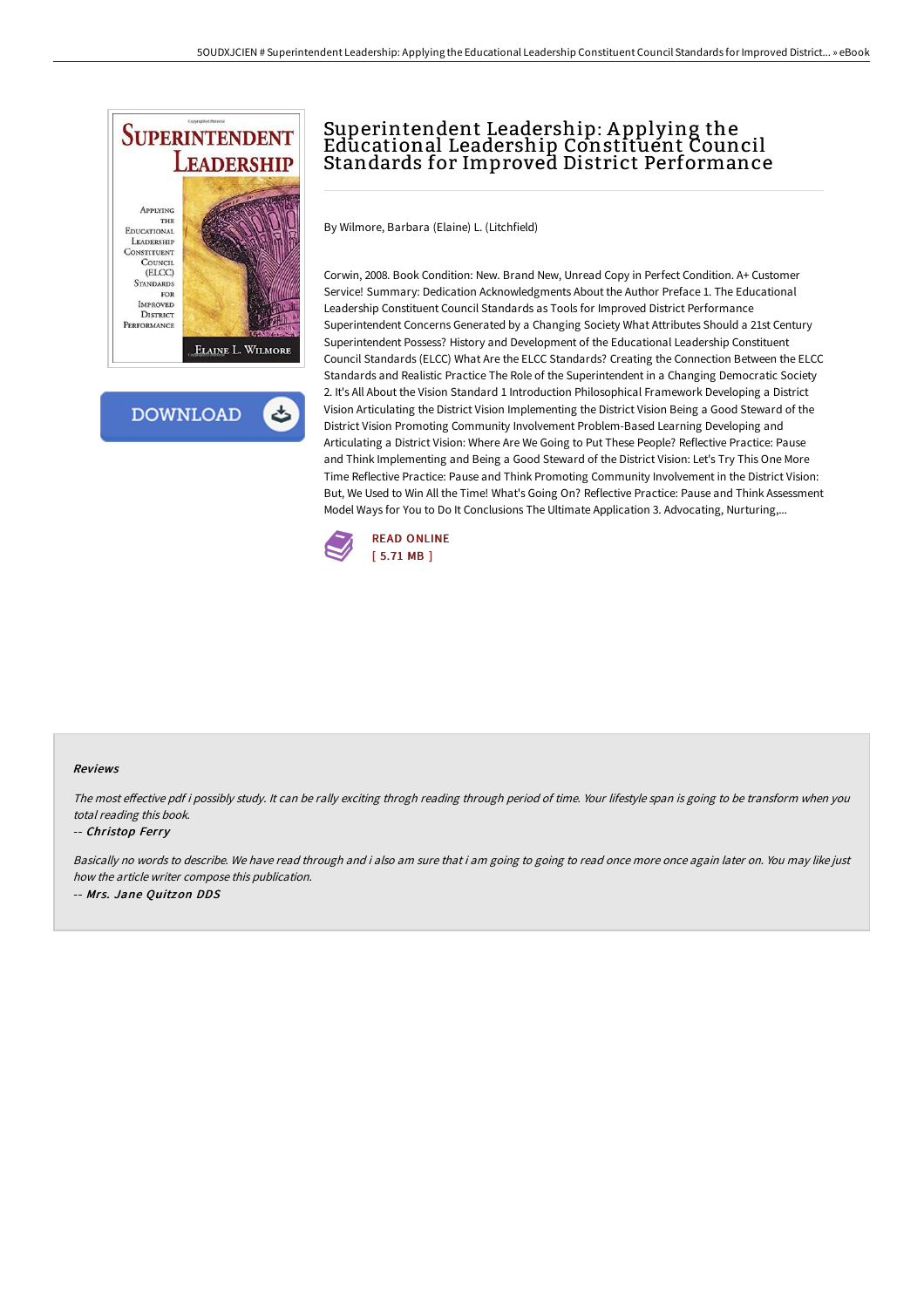# Superintendent Leadership: Applying the Educational Leadership Constituent Council Standards for Improved District Performance

By Wilmore, Barbara (Elaine) L. (Litchfield)

Corwin, 2008. Book Condition: New. Brand New, Unread Copy in Perfect Condition. A+ Customer Service! Summary: Dedication Acknowledgments About the Author Preface 1. The Educational Leadership Constituent Council Standards as Tools for Improved District Performance Superintendent Concerns Generated by a Changing Society What Attributes Should a 21st Century Superintendent Possess? History and Development of the Educational Leadership Constituent Council Standards (ELCC) What Are the ELCC Standards? Creating the Connection Between the ELCC Standards and Realistic Practice The Role of the Superintendent in a Changing Democratic Society 2. It's All About the Vision Standard 1 Introduction Philosophical Framework Developing a District Vision Articulating the District Vision Implementing the District Vision Being a Good Steward of the District Vision Promoting Community Involvement Problem-Based Learning Developing and Articulating a District Vision: Where Are We Going to Put These People? Reflective Practice: Pause and Think Implementing and Being a Good Steward of the District Vision: Let's Try This One More Time Reflective Practice: Pause and Think Promoting Community Involvement in the District Vision: But, We Used to Win All the Time! What's Going On? Reflective Practice: Pause and Think Assessment Model Ways for You to Do It Conclusions The Ultimate Application 3. Advocating, Nurturing,...

READ ONLINE
[ 5.71 MB ]

## Reviews

*The most effective pdf i possibly study. It can be rally exciting throgh reading through period of time. Your lifestyle span is going to be transform when you total reading this book.*

-- *Christop Ferry*

*Basically no words to describe. We have read through and i also am sure that i am going to going to read once more once again later on. You may like just how the article writer compose this publication.*

-- *Mrs. Jane Quitzon DDS*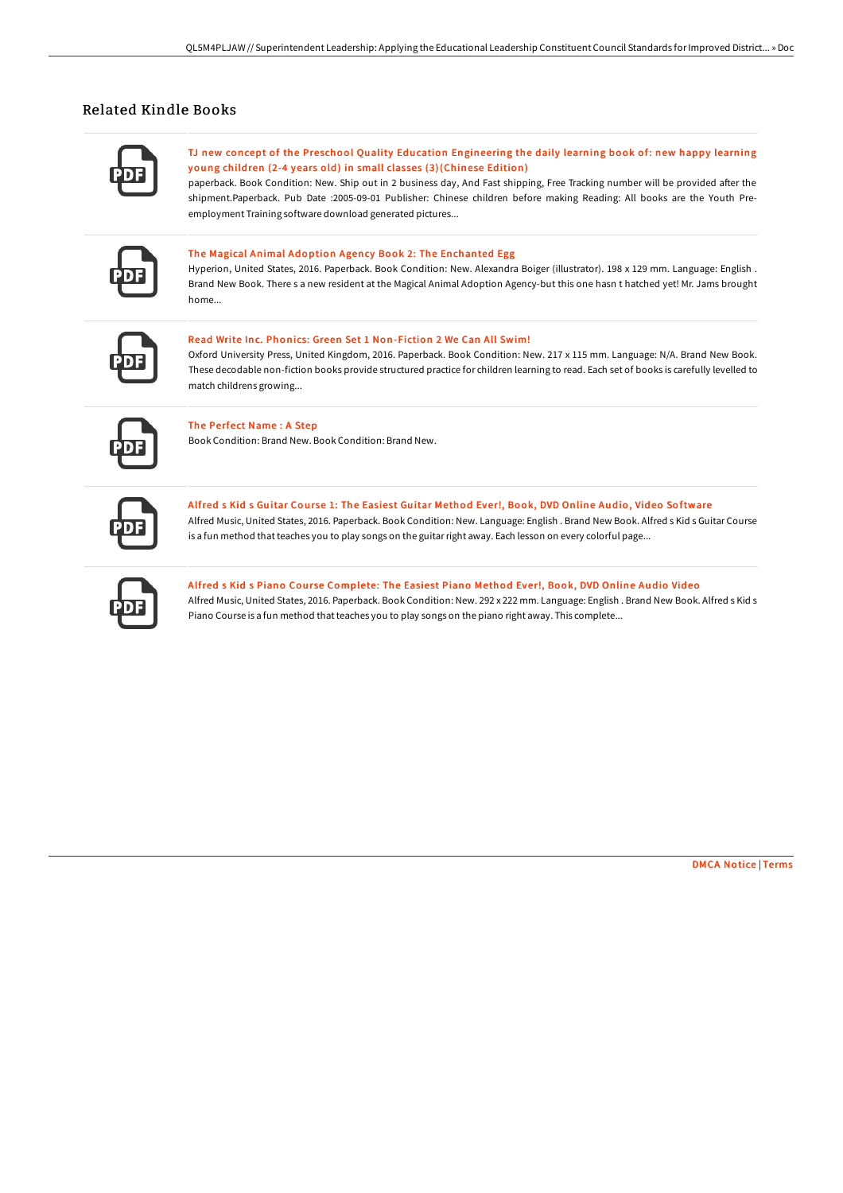## Related Kindle Books

**TJ new concept of the Preschool Quality Education Engineering the daily learning book of: new happy learning young children (2-4 years old) in small classes (3)(Chinese Edition)**

paperback. Book Condition: New. Ship out in 2 business day, And Fast shipping, Free Tracking number will be provided after the shipment.Paperback. Pub Date :2005-09-01 Publisher: Chinese children before making Reading: All books are the Youth Pre-employment Training software download generated pictures...

**The Magical Animal Adoption Agency Book 2: The Enchanted Egg**

Hyperion, United States, 2016. Paperback. Book Condition: New. Alexandra Boiger (illustrator). 198 x 129 mm. Language: English . Brand New Book. There s a new resident at the Magical Animal Adoption Agency-but this one hasn t hatched yet! Mr. Jams brought home...

**Read Write Inc. Phonics: Green Set 1 Non-Fiction 2 We Can All Swim!**

Oxford University Press, United Kingdom, 2016. Paperback. Book Condition: New. 217 x 115 mm. Language: N/A. Brand New Book. These decodable non-fiction books provide structured practice for children learning to read. Each set of books is carefully levelled to match childrens growing...

**The Perfect Name : A Step**

Book Condition: Brand New. Book Condition: Brand New.

**Alfred s Kid s Guitar Course 1: The Easiest Guitar Method Ever!, Book, DVD Online Audio, Video Software**

Alfred Music, United States, 2016. Paperback. Book Condition: New. Language: English . Brand New Book. Alfred s Kid s Guitar Course is a fun method that teaches you to play songs on the guitar right away. Each lesson on every colorful page...

**Alfred s Kid s Piano Course Complete: The Easiest Piano Method Ever!, Book, DVD Online Audio Video**

Alfred Music, United States, 2016. Paperback. Book Condition: New. 292 x 222 mm. Language: English . Brand New Book. Alfred s Kid s Piano Course is a fun method that teaches you to play songs on the piano right away. This complete...